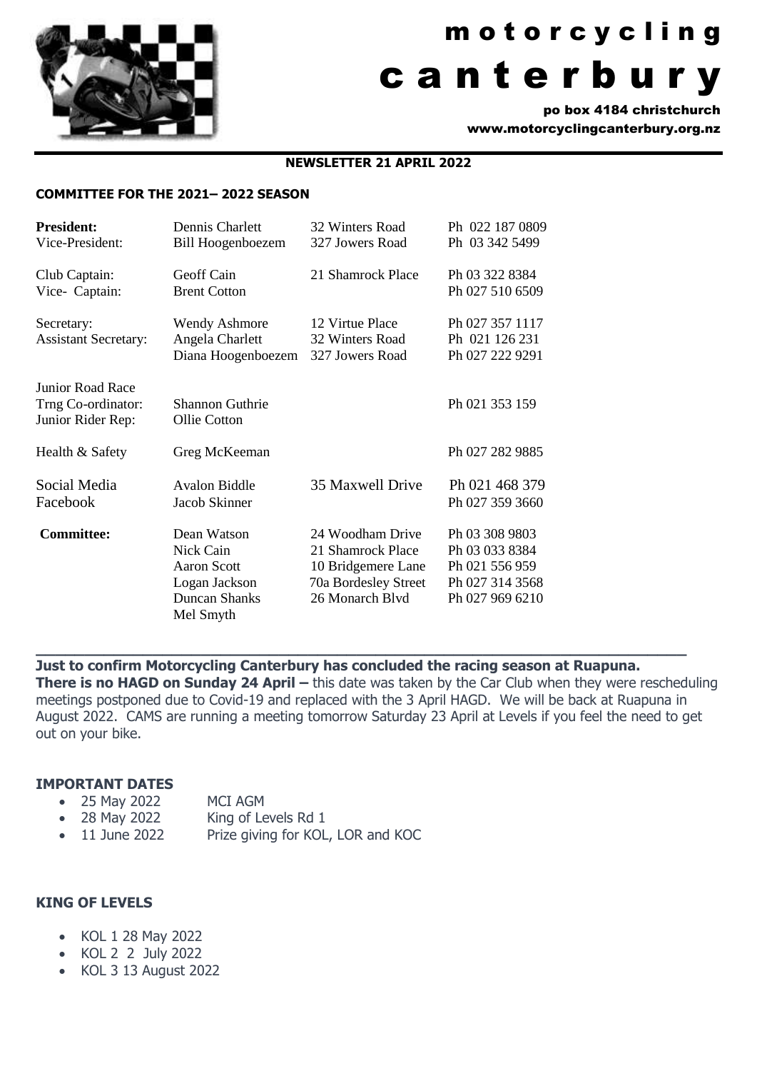# motorcycling canterbury

po box 4184 christchurch
www.motorcyclingcanterbury.org.nz

**NEWSLETTER 21 APRIL 2022**

**COMMITTEE FOR THE 2021– 2022 SEASON**

| | | | |
|---|---|---|---|
| **President:** | Dennis Charlett | 32 Winters Road | Ph 022 187 0809 |
| Vice-President: | Bill Hoogenboezem | 327 Jowers Road | Ph 03 342 5499 |
| Club Captain: | Geoff Cain | 21 Shamrock Place | Ph 03 322 8384 |
| Vice- Captain: | Brent Cotton | | Ph 027 510 6509 |
| Secretary: | Wendy Ashmore | 12 Virtue Place | Ph 027 357 1117 |
| Assistant Secretary: | Angela Charlett | 32 Winters Road | Ph 021 126 231 |
| | Diana Hoogenboezem | 327 Jowers Road | Ph 027 222 9291 |
| Junior Road Race Trng Co-ordinator: | Shannon Guthrie | | Ph 021 353 159 |
| Junior Rider Rep: | Ollie Cotton | | |
| Health & Safety | Greg McKeeman | | Ph 027 282 9885 |
| Social Media | Avalon Biddle | 35 Maxwell Drive | Ph 021 468 379 |
| Facebook | Jacob Skinner | | Ph 027 359 3660 |
| **Committee:** | Dean Watson | 24 Woodham Drive | Ph 03 308 9803 |
| | Nick Cain | 21 Shamrock Place | Ph 03 033 8384 |
| | Aaron Scott | 10 Bridgemere Lane | Ph 021 556 959 |
| | Logan Jackson | 70a Bordesley Street | Ph 027 314 3568 |
| | Duncan Shanks | 26 Monarch Blvd | Ph 027 969 6210 |
| | Mel Smyth | | |

**Just to confirm Motorcycling Canterbury has concluded the racing season at Ruapuna.**
**There is no HAGD on Sunday 24 April –** this date was taken by the Car Club when they were rescheduling meetings postponed due to Covid-19 and replaced with the 3 April HAGD. We will be back at Ruapuna in August 2022. CAMS are running a meeting tomorrow Saturday 23 April at Levels if you feel the need to get out on your bike.

## IMPORTANT DATES

- 25 May 2022 MCI AGM
- 28 May 2022 King of Levels Rd 1
- 11 June 2022 Prize giving for KOL, LOR and KOC

## KING OF LEVELS

- KOL 1 28 May 2022
- KOL 2 2 July 2022
- KOL 3 13 August 2022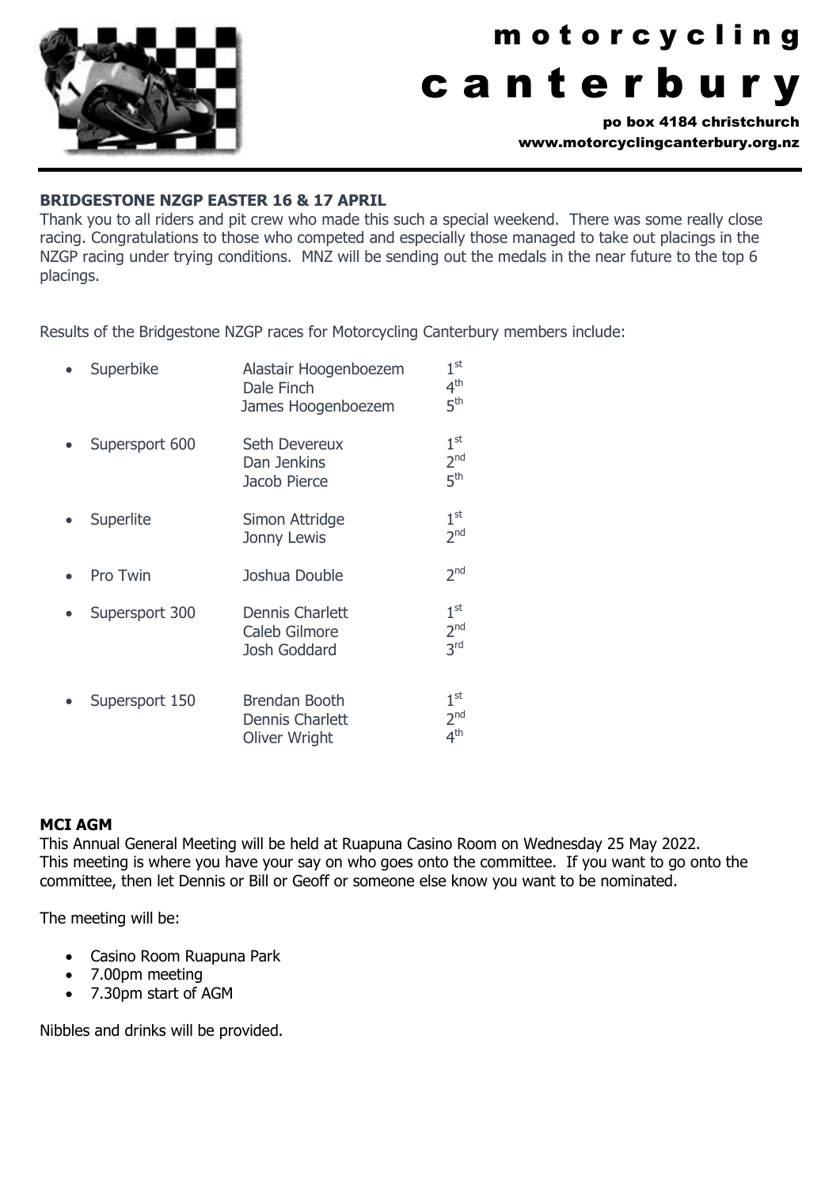**BRIDGESTONE NZGP EASTER 16 & 17 APRIL**

Thank you to all riders and pit crew who made this such a special weekend. There was some really close racing. Congratulations to those who competed and especially those managed to take out placings in the NZGP racing under trying conditions. MNZ will be sending out the medals in the near future to the top 6 placings.

Results of the Bridgestone NZGP races for Motorcycling Canterbury members include:

- Superbike
  - Alastair Hoogenboezem 1st
  - Dale Finch 4th
  - James Hoogenboezem 5th
- Supersport 600
  - Seth Devereux 1st
  - Dan Jenkins 2nd
  - Jacob Pierce 5th
- Superlite
  - Simon Attridge 1st
  - Jonny Lewis 2nd
- Pro Twin
  - Joshua Double 2nd
- Supersport 300
  - Dennis Charlett 1st
  - Caleb Gilmore 2nd
  - Josh Goddard 3rd
- Supersport 150
  - Brendan Booth 1st
  - Dennis Charlett 2nd
  - Oliver Wright 4th

**MCI AGM**

This Annual General Meeting will be held at Ruapuna Casino Room on Wednesday 25 May 2022. This meeting is where you have your say on who goes onto the committee. If you want to go onto the committee, then let Dennis or Bill or Geoff or someone else know you want to be nominated.

The meeting will be:

- Casino Room Ruapuna Park
- 7.00pm meeting
- 7.30pm start of AGM

Nibbles and drinks will be provided.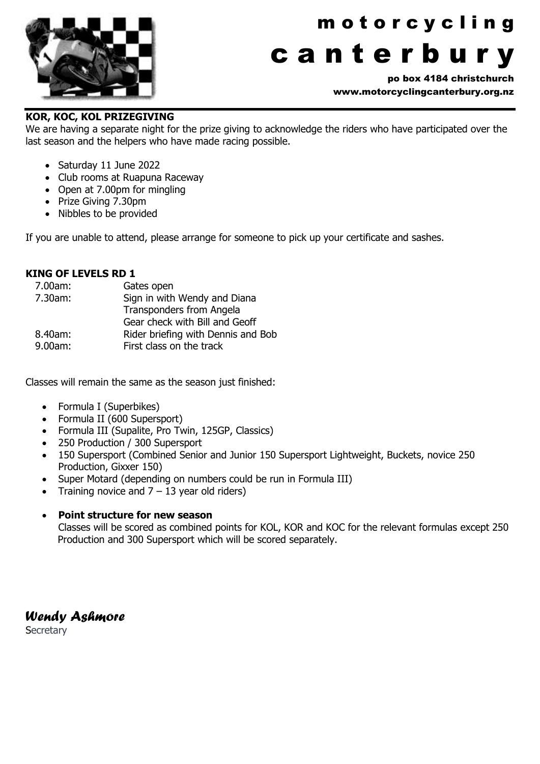# motorcycling canterbury

po box 4184 christchurch
www.motorcyclingcanterbury.org.nz

**KOR, KOC, KOL PRIZEGIVING**

We are having a separate night for the prize giving to acknowledge the riders who have participated over the last season and the helpers who have made racing possible.

- Saturday 11 June 2022
- Club rooms at Ruapuna Raceway
- Open at 7.00pm for mingling
- Prize Giving 7.30pm
- Nibbles to be provided

If you are unable to attend, please arrange for someone to pick up your certificate and sashes.

**KING OF LEVELS RD 1**

| | |
|---|---|
| 7.00am: | Gates open |
| 7.30am: | Sign in with Wendy and Diana |
| | Transponders from Angela |
| | Gear check with Bill and Geoff |
| 8.40am: | Rider briefing with Dennis and Bob |
| 9.00am: | First class on the track |

Classes will remain the same as the season just finished:

- Formula I (Superbikes)
- Formula II (600 Supersport)
- Formula III (Supalite, Pro Twin, 125GP, Classics)
- 250 Production / 300 Supersport
- 150 Supersport (Combined Senior and Junior 150 Supersport Lightweight, Buckets, novice 250 Production, Gixxer 150)
- Super Motard (depending on numbers could be run in Formula III)
- Training novice and 7 – 13 year old riders)
- **Point structure for new season**
  Classes will be scored as combined points for KOL, KOR and KOC for the relevant formulas except 250 Production and 300 Supersport which will be scored separately.

*Wendy Ashmore*
Secretary